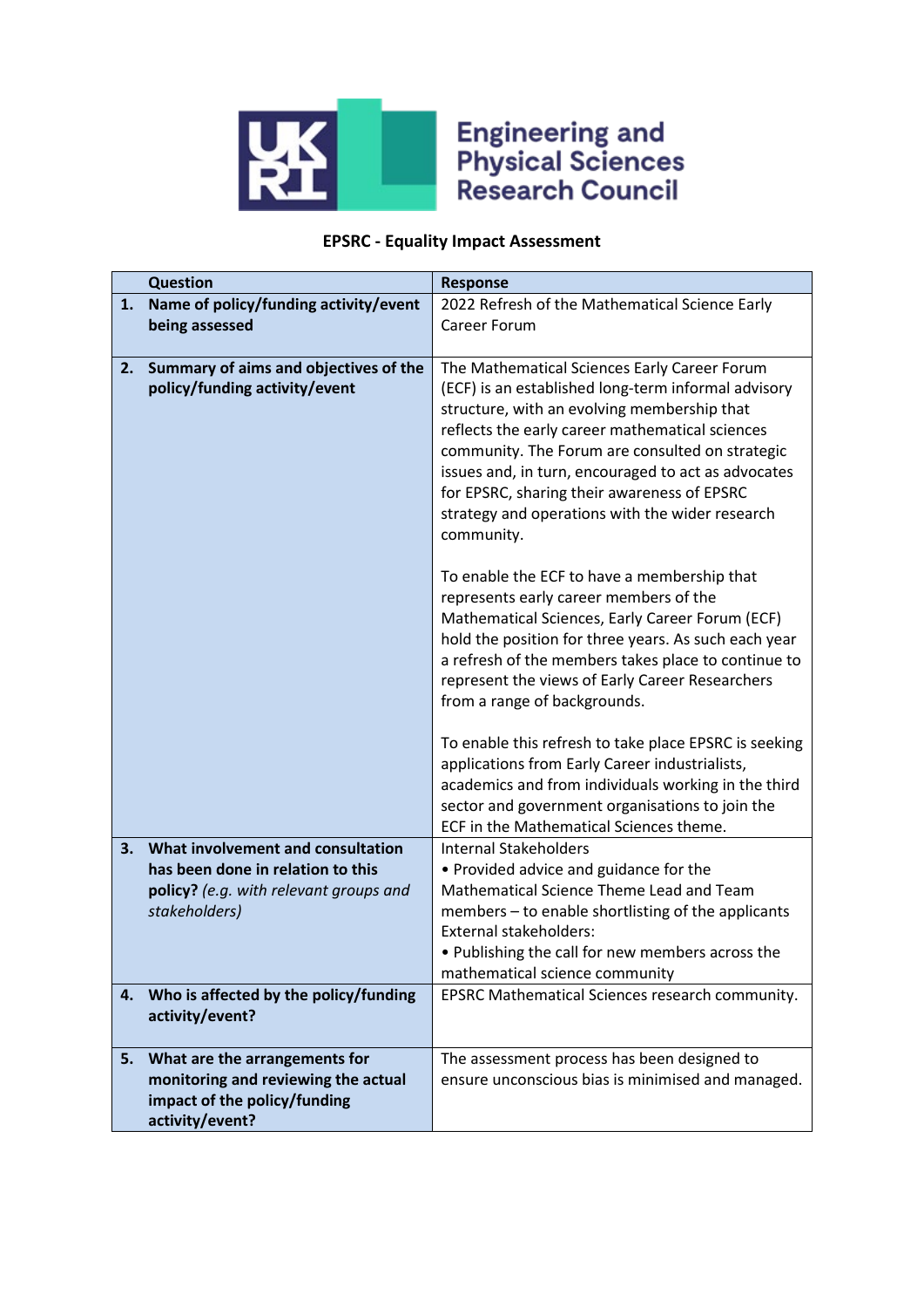Engineering and Physical Sciences Research Council

# EPSRC - Equality Impact Assessment

| | Question | Response |
|---|---|---|
| 1. | **Name of policy/funding activity/event being assessed** | 2022 Refresh of the Mathematical Science Early Career Forum |
| 2. | **Summary of aims and objectives of the policy/funding activity/event** | The Mathematical Sciences Early Career Forum (ECF) is an established long-term informal advisory structure, with an evolving membership that reflects the early career mathematical sciences community. The Forum are consulted on strategic issues and, in turn, encouraged to act as advocates for EPSRC, sharing their awareness of EPSRC strategy and operations with the wider research community.<br><br>To enable the ECF to have a membership that represents early career members of the Mathematical Sciences, Early Career Forum (ECF) hold the position for three years. As such each year a refresh of the members takes place to continue to represent the views of Early Career Researchers from a range of backgrounds.<br><br>To enable this refresh to take place EPSRC is seeking applications from Early Career industrialists, academics and from individuals working in the third sector and government organisations to join the ECF in the Mathematical Sciences theme. |
| 3. | **What involvement and consultation has been done in relation to this policy?** *(e.g. with relevant groups and stakeholders)* | Internal Stakeholders<br>• Provided advice and guidance for the Mathematical Science Theme Lead and Team members – to enable shortlisting of the applicants<br>External stakeholders:<br>• Publishing the call for new members across the mathematical science community |
| 4. | **Who is affected by the policy/funding activity/event?** | EPSRC Mathematical Sciences research community. |
| 5. | **What are the arrangements for monitoring and reviewing the actual impact of the policy/funding activity/event?** | The assessment process has been designed to ensure unconscious bias is minimised and managed. |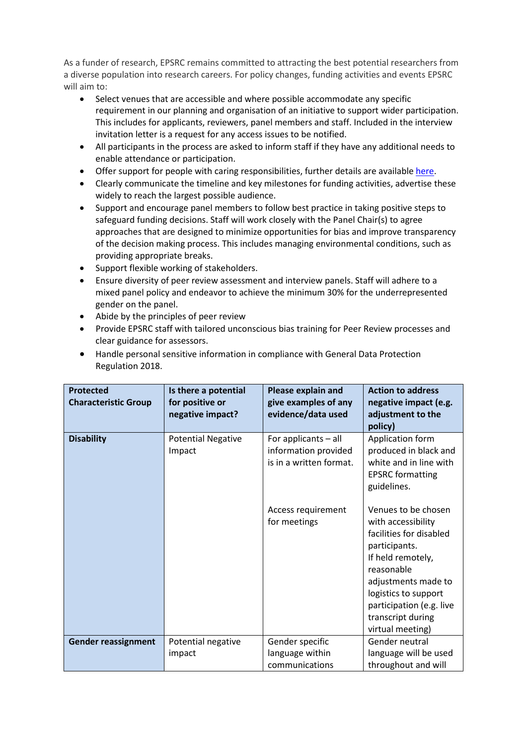As a funder of research, EPSRC remains committed to attracting the best potential researchers from a diverse population into research careers. For policy changes, funding activities and events EPSRC will aim to:

- Select venues that are accessible and where possible accommodate any specific requirement in our planning and organisation of an initiative to support wider participation. This includes for applicants, reviewers, panel members and staff. Included in the interview invitation letter is a request for any access issues to be notified.
- All participants in the process are asked to inform staff if they have any additional needs to enable attendance or participation.
- Offer support for people with caring responsibilities, further details are available here.
- Clearly communicate the timeline and key milestones for funding activities, advertise these widely to reach the largest possible audience.
- Support and encourage panel members to follow best practice in taking positive steps to safeguard funding decisions. Staff will work closely with the Panel Chair(s) to agree approaches that are designed to minimize opportunities for bias and improve transparency of the decision making process. This includes managing environmental conditions, such as providing appropriate breaks.
- Support flexible working of stakeholders.
- Ensure diversity of peer review assessment and interview panels. Staff will adhere to a mixed panel policy and endeavor to achieve the minimum 30% for the underrepresented gender on the panel.
- Abide by the principles of peer review
- Provide EPSRC staff with tailored unconscious bias training for Peer Review processes and clear guidance for assessors.
- Handle personal sensitive information in compliance with General Data Protection Regulation 2018.

| Protected Characteristic Group | Is there a potential for positive or negative impact? | Please explain and give examples of any evidence/data used | Action to address negative impact (e.g. adjustment to the policy) |
|---|---|---|---|
| **Disability** | Potential Negative Impact | For applicants – all information provided is in a written format. | Application form produced in black and white and in line with EPSRC formatting guidelines. |
| | | Access requirement for meetings | Venues to be chosen with accessibility facilities for disabled participants. If held remotely, reasonable adjustments made to logistics to support participation (e.g. live transcript during virtual meeting) |
| **Gender reassignment** | Potential negative impact | Gender specific language within communications | Gender neutral language will be used throughout and will |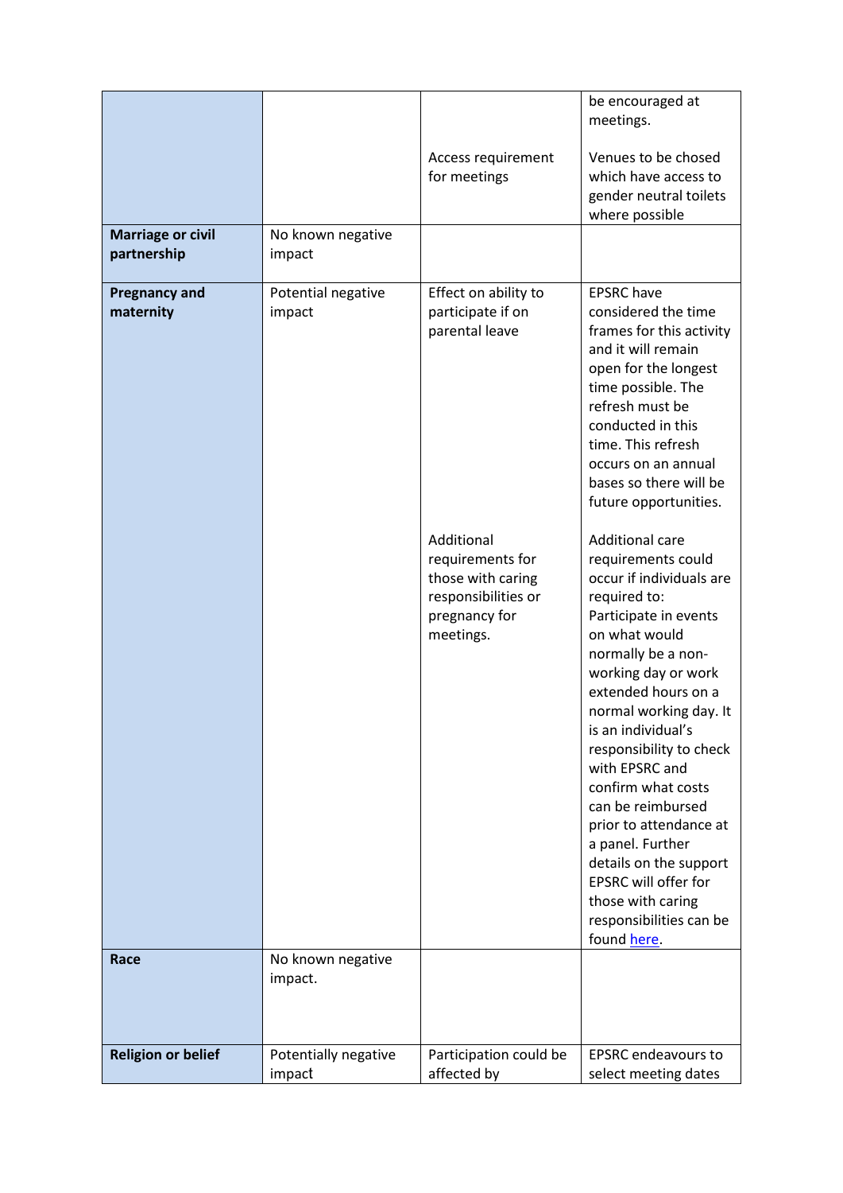| | | | |
|---|---|---|---|
| | | | be encouraged at meetings. |
| | | Access requirement for meetings | Venues to be chosed which have access to gender neutral toilets where possible |
| **Marriage or civil partnership** | No known negative impact | | |
| **Pregnancy and maternity** | Potential negative impact | Effect on ability to participate if on parental leave | EPSRC have considered the time frames for this activity and it will remain open for the longest time possible. The refresh must be conducted in this time. This refresh occurs on an annual bases so there will be future opportunities. |
| | | Additional requirements for those with caring responsibilities or pregnancy for meetings. | Additional care requirements could occur if individuals are required to: Participate in events on what would normally be a non-working day or work extended hours on a normal working day. It is an individual's responsibility to check with EPSRC and confirm what costs can be reimbursed prior to attendance at a panel. Further details on the support EPSRC will offer for those with caring responsibilities can be found here. |
| **Race** | No known negative impact. | | |
| **Religion or belief** | Potentially negative impact | Participation could be affected by | EPSRC endeavours to select meeting dates |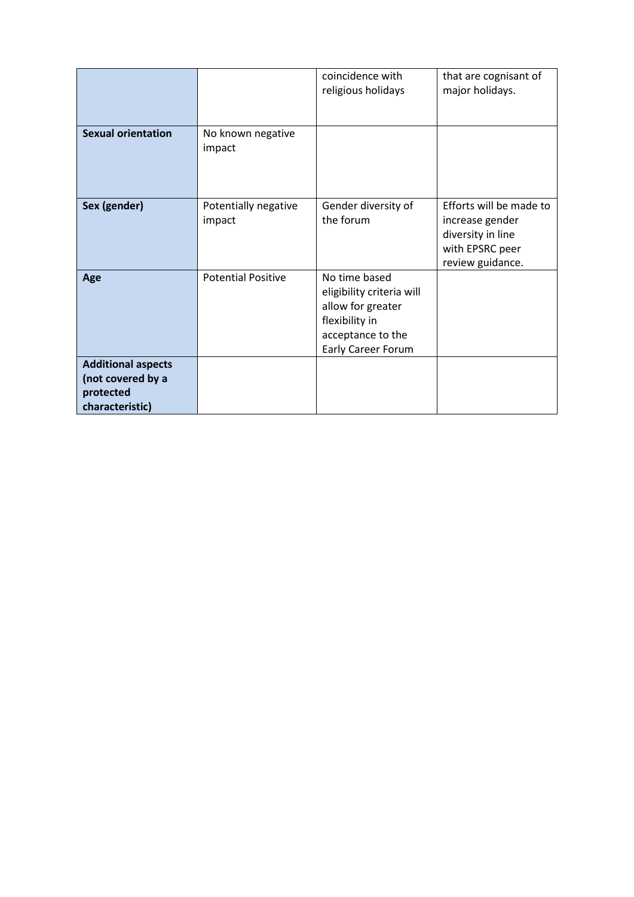| | | | |
|---|---|---|---|
| | | coincidence with religious holidays | that are cognisant of major holidays. |
| **Sexual orientation** | No known negative impact | | |
| **Sex (gender)** | Potentially negative impact | Gender diversity of the forum | Efforts will be made to increase gender diversity in line with EPSRC peer review guidance. |
| **Age** | Potential Positive | No time based eligibility criteria will allow for greater flexibility in acceptance to the Early Career Forum | |
| **Additional aspects (not covered by a protected characteristic)** | | | |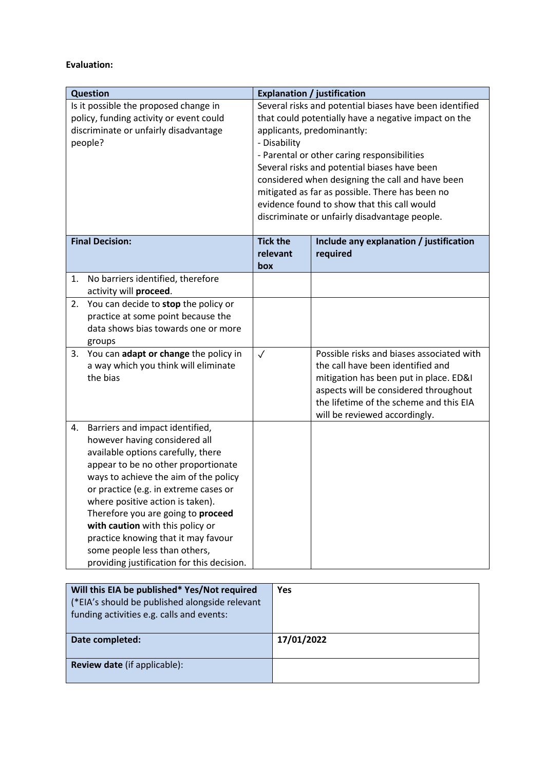**Evaluation:**

| Question | Explanation / justification |
|---|---|
| Is it possible the proposed change in policy, funding activity or event could discriminate or unfairly disadvantage people? | Several risks and potential biases have been identified that could potentially have a negative impact on the applicants, predominantly:<br>- Disability<br>- Parental or other caring responsibilities<br>Several risks and potential biases have been considered when designing the call and have been mitigated as far as possible. There has been no evidence found to show that this call would discriminate or unfairly disadvantage people. |

| Final Decision: | Tick the relevant box | Include any explanation / justification required |
|---|---|---|
| 1. No barriers identified, therefore activity will **proceed**. | | |
| 2. You can decide to **stop** the policy or practice at some point because the data shows bias towards one or more groups | | |
| 3. You can **adapt or change** the policy in a way which you think will eliminate the bias | ✓ | Possible risks and biases associated with the call have been identified and mitigation has been put in place. ED&I aspects will be considered throughout the lifetime of the scheme and this EIA will be reviewed accordingly. |
| 4. Barriers and impact identified, however having considered all available options carefully, there appear to be no other proportionate ways to achieve the aim of the policy or practice (e.g. in extreme cases or where positive action is taken). Therefore you are going to **proceed with caution** with this policy or practice knowing that it may favour some people less than others, providing justification for this decision. | | |

| | |
|---|---|
| **Will this EIA be published* Yes/Not required** (*EIA's should be published alongside relevant funding activities e.g. calls and events: | **Yes** |
| **Date completed:** | **17/01/2022** |
| **Review date** (if applicable): | |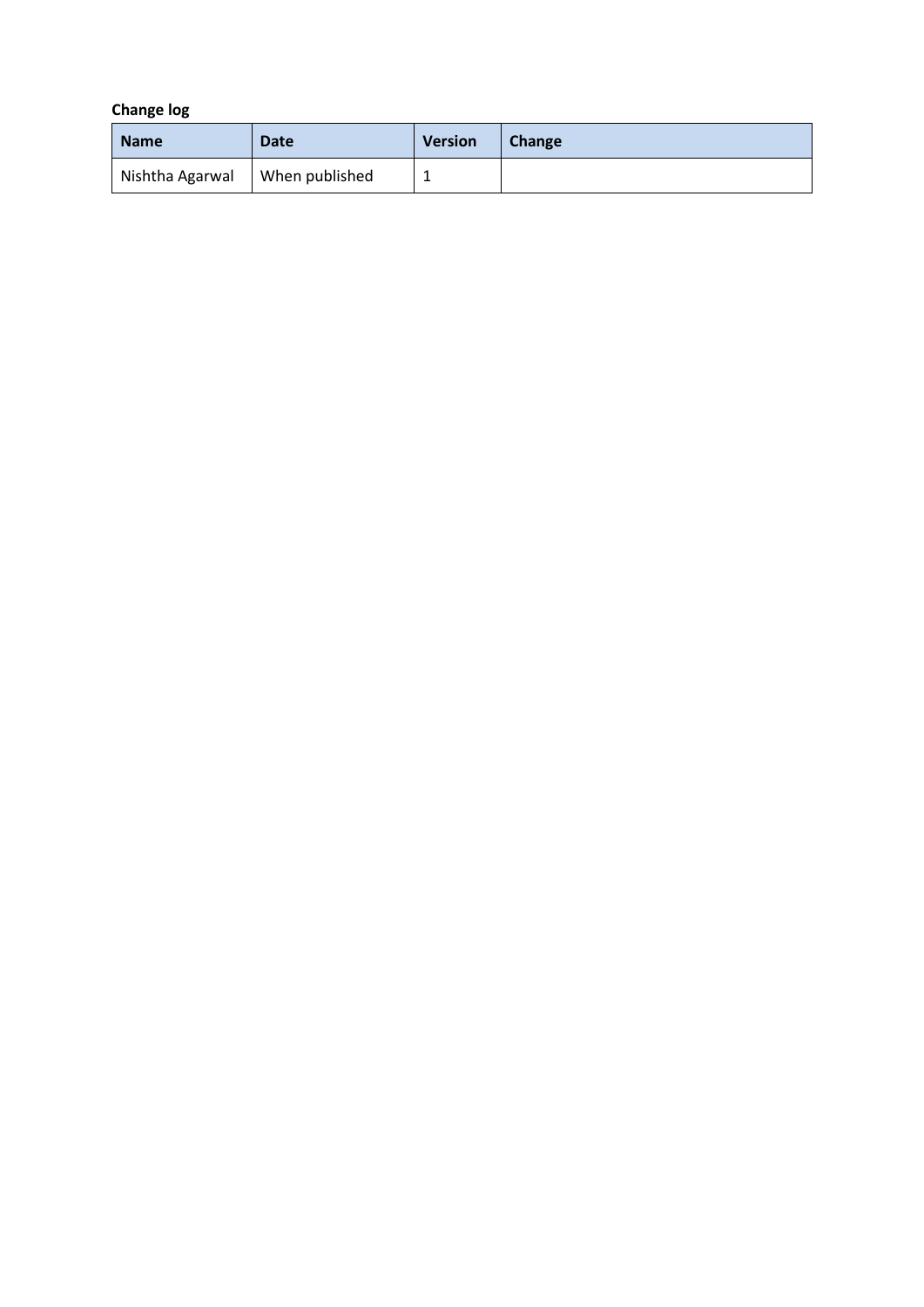**Change log**

| Name | Date | Version | Change |
|---|---|---|---|
| Nishtha Agarwal | When published | 1 | |